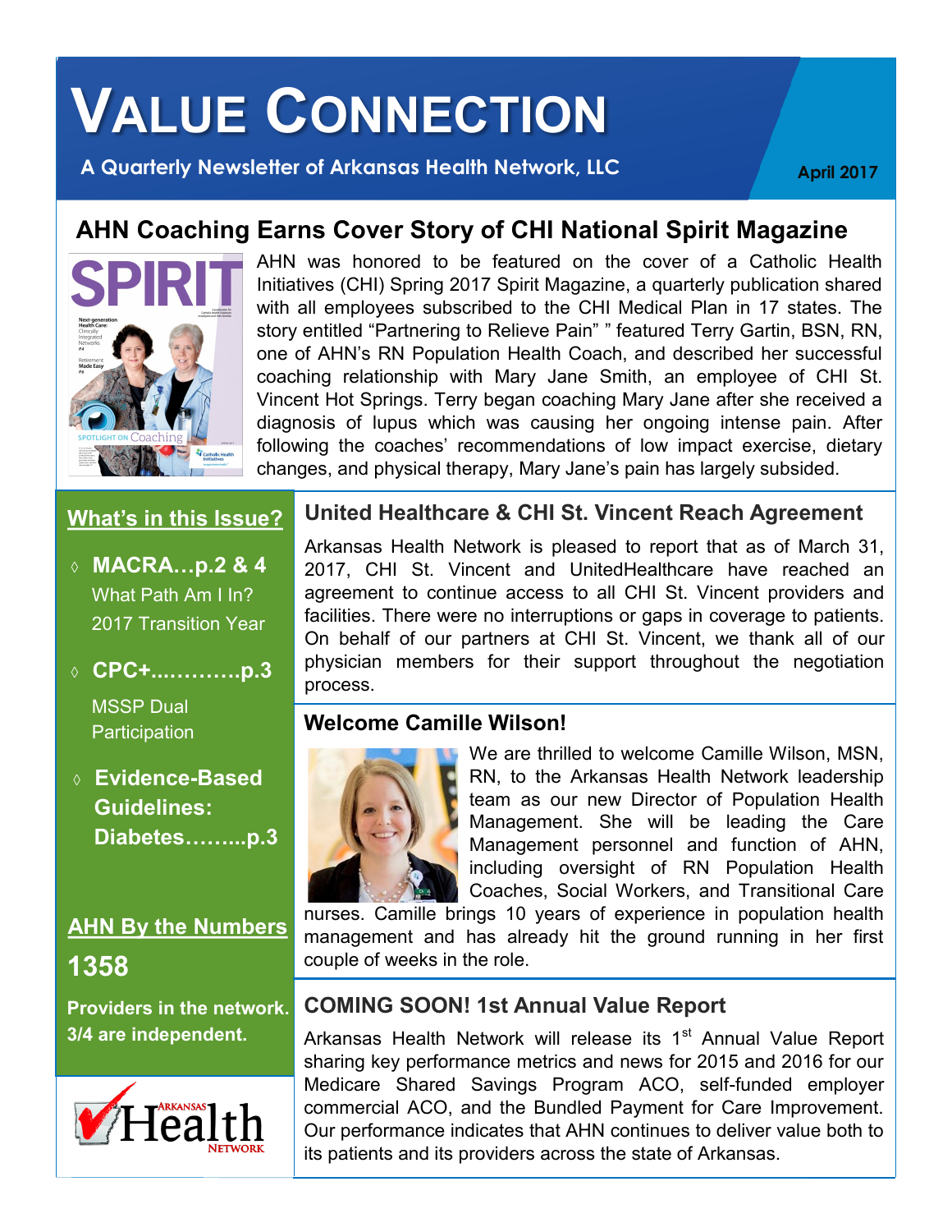# VALUE CONNECTION

**A Quarterly Newsletter of Arkansas Health Network, LLC**

**April 2017**

## AHN Coaching Earns Cover Story of CHI National Spirit Magazine

AHN was honored to be featured on the cover of a Catholic Health Initiatives (CHI) Spring 2017 Spirit Magazine, a quarterly publication shared with all employees subscribed to the CHI Medical Plan in 17 states. The story entitled "Partnering to Relieve Pain" " featured Terry Gartin, BSN, RN, one of AHN's RN Population Health Coach, and described her successful coaching relationship with Mary Jane Smith, an employee of CHI St. Vincent Hot Springs. Terry began coaching Mary Jane after she received a diagnosis of lupus which was causing her ongoing intense pain. After following the coaches' recommendations of low impact exercise, dietary changes, and physical therapy, Mary Jane's pain has largely subsided.

### What's in this Issue?

- **MACRA…p.2 & 4**
  What Path Am I In?
  2017 Transition Year
- **CPC+............p.3**
  MSSP Dual Participation
- **Evidence-Based Guidelines: Diabetes……...p.3**

### AHN By the Numbers

**1358**

**Providers in the network. 3/4 are independent.**

## United Healthcare & CHI St. Vincent Reach Agreement

Arkansas Health Network is pleased to report that as of March 31, 2017, CHI St. Vincent and UnitedHealthcare have reached an agreement to continue access to all CHI St. Vincent providers and facilities. There were no interruptions or gaps in coverage to patients. On behalf of our partners at CHI St. Vincent, we thank all of our physician members for their support throughout the negotiation process.

## Welcome Camille Wilson!

We are thrilled to welcome Camille Wilson, MSN, RN, to the Arkansas Health Network leadership team as our new Director of Population Health Management. She will be leading the Care Management personnel and function of AHN, including oversight of RN Population Health Coaches, Social Workers, and Transitional Care nurses. Camille brings 10 years of experience in population health management and has already hit the ground running in her first couple of weeks in the role.

## COMING SOON! 1st Annual Value Report

Arkansas Health Network will release its 1st Annual Value Report sharing key performance metrics and news for 2015 and 2016 for our Medicare Shared Savings Program ACO, self-funded employer commercial ACO, and the Bundled Payment for Care Improvement. Our performance indicates that AHN continues to deliver value both to its patients and its providers across the state of Arkansas.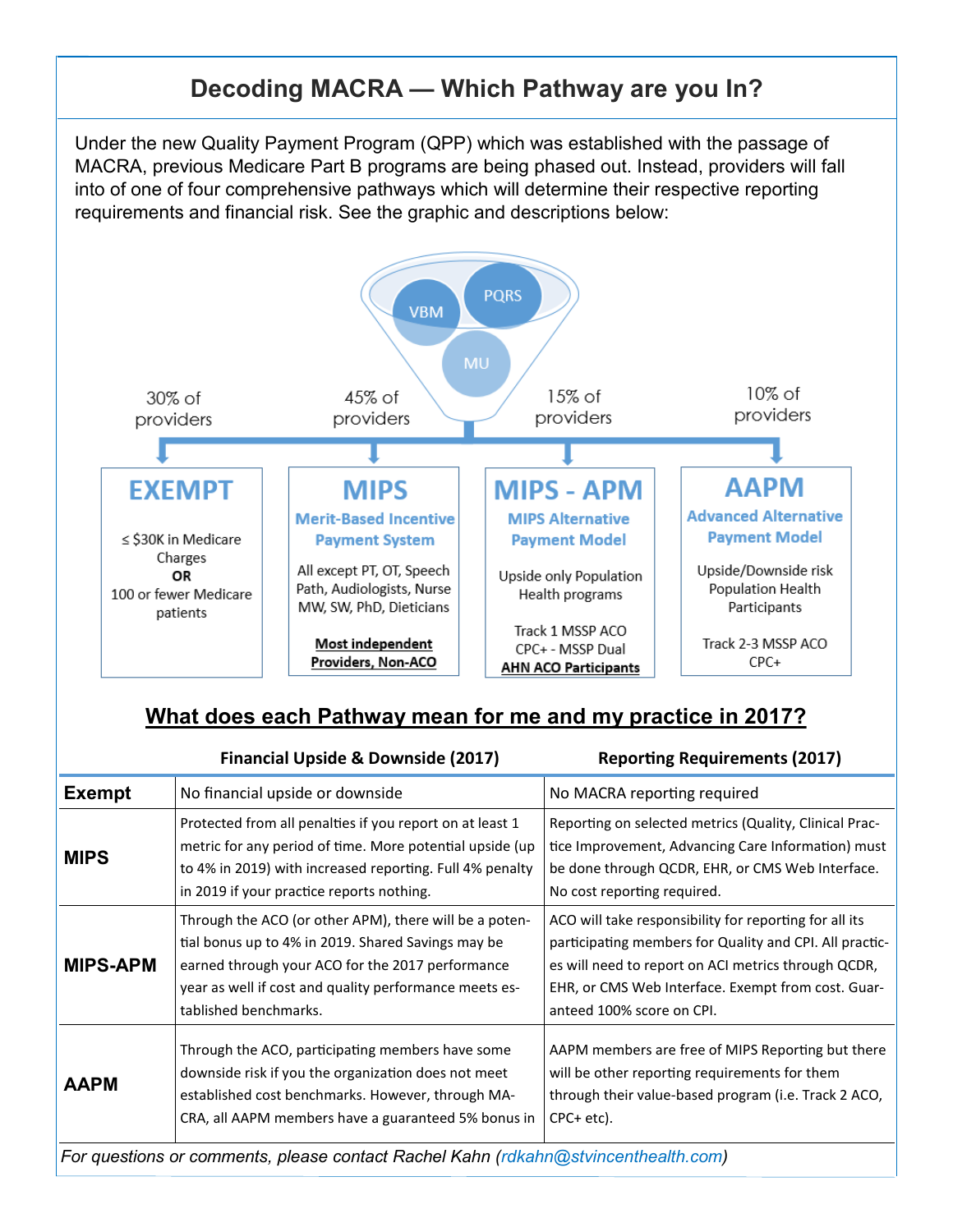# Decoding MACRA — Which Pathway are you In?

Under the new Quality Payment Program (QPP) which was established with the passage of MACRA, previous Medicare Part B programs are being phased out. Instead, providers will fall into of one of four comprehensive pathways which will determine their respective reporting requirements and financial risk. See the graphic and descriptions below:

VBM PQRS MU

30% of providers

**EXEMPT**

≤ $30K in Medicare Charges
**OR**
100 or fewer Medicare patients

45% of providers

**MIPS**

**Merit-Based Incentive Payment System**

All except PT, OT, Speech Path, Audiologists, Nurse MW, SW, PhD, Dieticians

**Most independent Providers, Non-ACO**

15% of providers

**MIPS - APM**

**MIPS Alternative Payment Model**

Upside only Population Health programs

Track 1 MSSP ACO
CPC+ - MSSP Dual
**AHN ACO Participants**

10% of providers

**AAPM**

**Advanced Alternative Payment Model**

Upside/Downside risk Population Health Participants

Track 2-3 MSSP ACO
CPC+

## What does each Pathway mean for me and my practice in 2017?

| | Financial Upside & Downside (2017) | Reporting Requirements (2017) |
|---|---|---|
| **Exempt** | No financial upside or downside | No MACRA reporting required |
| **MIPS** | Protected from all penalties if you report on at least 1 metric for any period of time. More potential upside (up to 4% in 2019) with increased reporting. Full 4% penalty in 2019 if your practice reports nothing. | Reporting on selected metrics (Quality, Clinical Practice Improvement, Advancing Care Information) must be done through QCDR, EHR, or CMS Web Interface. No cost reporting required. |
| **MIPS-APM** | Through the ACO (or other APM), there will be a potential bonus up to 4% in 2019. Shared Savings may be earned through your ACO for the 2017 performance year as well if cost and quality performance meets established benchmarks. | ACO will take responsibility for reporting for all its participating members for Quality and CPI. All practices will need to report on ACI metrics through QCDR, EHR, or CMS Web Interface. Exempt from cost. Guaranteed 100% score on CPI. |
| **AAPM** | Through the ACO, participating members have some downside risk if you the organization does not meet established cost benchmarks. However, through MACRA, all AAPM members have a guaranteed 5% bonus in | AAPM members are free of MIPS Reporting but there will be other reporting requirements for them through their value-based program (i.e. Track 2 ACO, CPC+ etc). |

*For questions or comments, please contact Rachel Kahn (rdkahn@stvincenthealth.com)*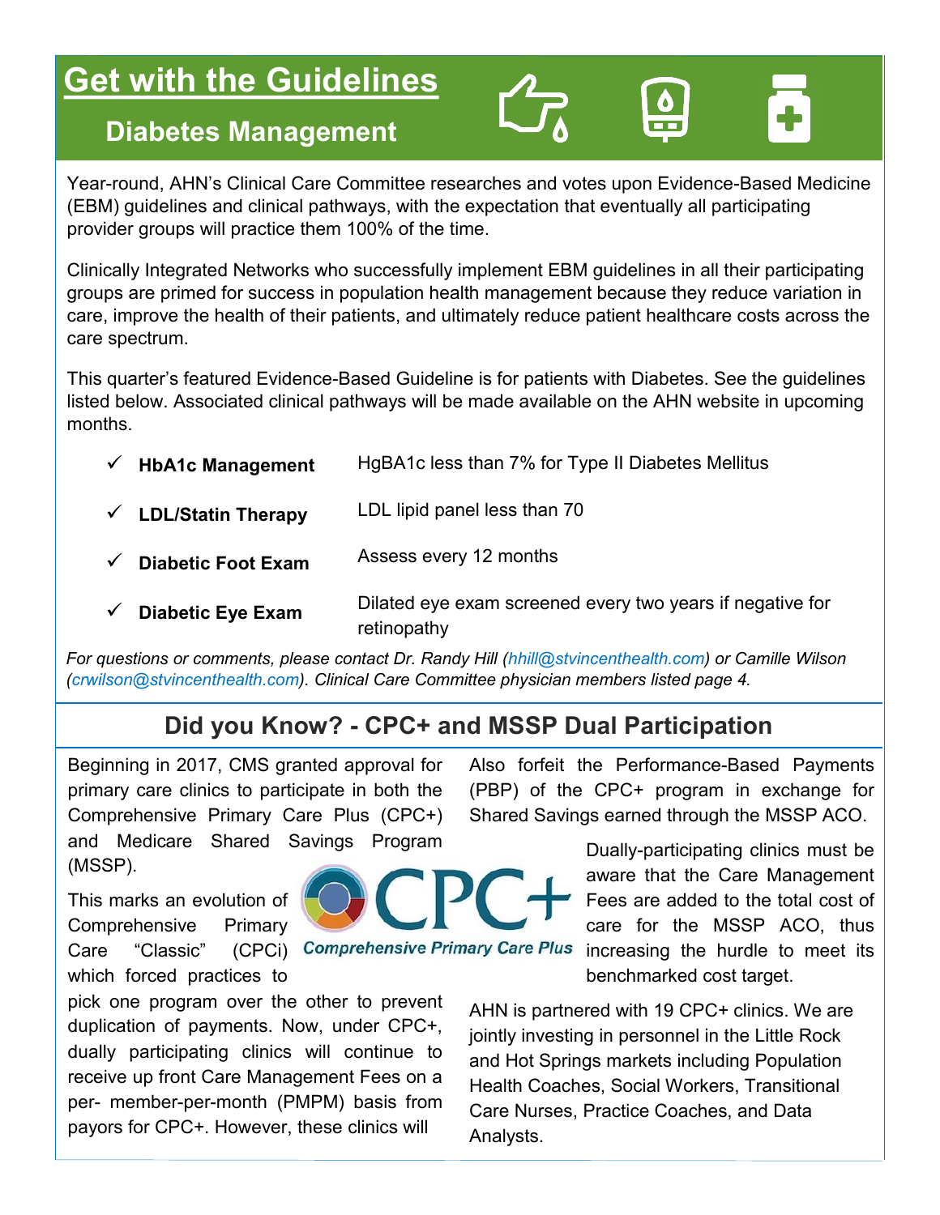# Get with the Guidelines

## Diabetes Management

Year-round, AHN's Clinical Care Committee researches and votes upon Evidence-Based Medicine (EBM) guidelines and clinical pathways, with the expectation that eventually all participating provider groups will practice them 100% of the time.

Clinically Integrated Networks who successfully implement EBM guidelines in all their participating groups are primed for success in population health management because they reduce variation in care, improve the health of their patients, and ultimately reduce patient healthcare costs across the care spectrum.

This quarter's featured Evidence-Based Guideline is for patients with Diabetes. See the guidelines listed below. Associated clinical pathways will be made available on the AHN website in upcoming months.

| | |
|---|---|
| ✓ **HbA1c Management** | HgBA1c less than 7% for Type II Diabetes Mellitus |
| ✓ **LDL/Statin Therapy** | LDL lipid panel less than 70 |
| ✓ **Diabetic Foot Exam** | Assess every 12 months |
| ✓ **Diabetic Eye Exam** | Dilated eye exam screened every two years if negative for retinopathy |

*For questions or comments, please contact Dr. Randy Hill (hhill@stvincenthealth.com) or Camille Wilson (crwilson@stvincenthealth.com). Clinical Care Committee physician members listed page 4.*

## Did you Know? - CPC+ and MSSP Dual Participation

Beginning in 2017, CMS granted approval for primary care clinics to participate in both the Comprehensive Primary Care Plus (CPC+) and Medicare Shared Savings Program (MSSP).

This marks an evolution of Comprehensive Primary Care "Classic" (CPCi) which forced practices to pick one program over the other to prevent duplication of payments. Now, under CPC+, dually participating clinics will continue to receive up front Care Management Fees on a per- member-per-month (PMPM) basis from payors for CPC+. However, these clinics will also forfeit the Performance-Based Payments (PBP) of the CPC+ program in exchange for Shared Savings earned through the MSSP ACO.

CPC+ Comprehensive Primary Care Plus

Dually-participating clinics must be aware that the Care Management Fees are added to the total cost of care for the MSSP ACO, thus increasing the hurdle to meet its benchmarked cost target.

AHN is partnered with 19 CPC+ clinics. We are jointly investing in personnel in the Little Rock and Hot Springs markets including Population Health Coaches, Social Workers, Transitional Care Nurses, Practice Coaches, and Data Analysts.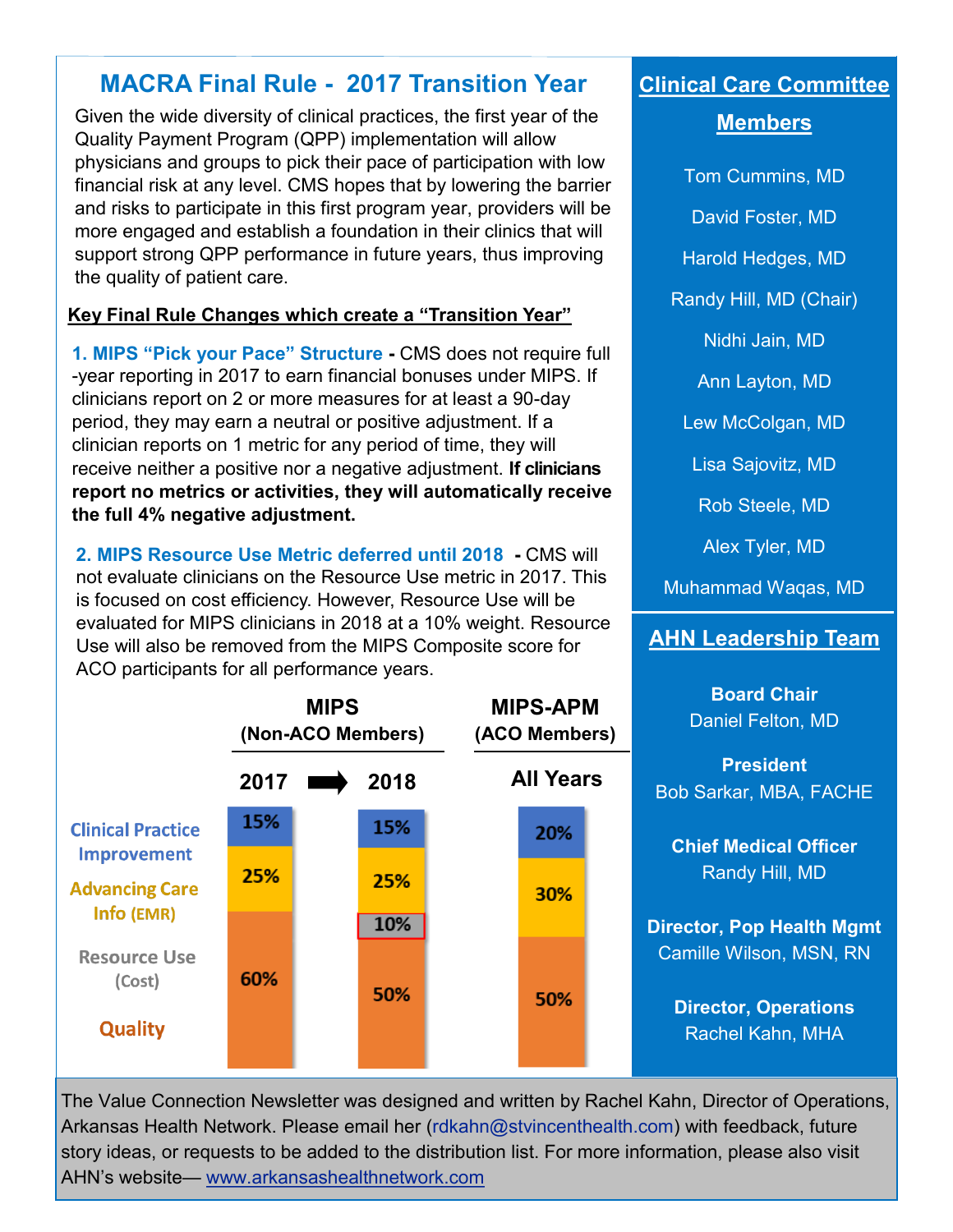# MACRA Final Rule - 2017 Transition Year

Given the wide diversity of clinical practices, the first year of the Quality Payment Program (QPP) implementation will allow physicians and groups to pick their pace of participation with low financial risk at any level. CMS hopes that by lowering the barrier and risks to participate in this first program year, providers will be more engaged and establish a foundation in their clinics that will support strong QPP performance in future years, thus improving the quality of patient care.

**Key Final Rule Changes which create a "Transition Year"**

**1. MIPS "Pick your Pace" Structure -** CMS does not require full-year reporting in 2017 to earn financial bonuses under MIPS. If clinicians report on 2 or more measures for at least a 90-day period, they may earn a neutral or positive adjustment. If a clinician reports on 1 metric for any period of time, they will receive neither a positive nor a negative adjustment. **If clinicians report no metrics or activities, they will automatically receive the full 4% negative adjustment.**

**2. MIPS Resource Use Metric deferred until 2018 -** CMS will not evaluate clinicians on the Resource Use metric in 2017. This is focused on cost efficiency. However, Resource Use will be evaluated for MIPS clinicians in 2018 at a 10% weight. Resource Use will also be removed from the MIPS Composite score for ACO participants for all performance years.

MIPS (Non-ACO Members)

2017 → 2018

MIPS-APM (ACO Members)

All Years

Clinical Practice Improvement

Advancing Care Info (EMR)

Resource Use (Cost)

Quality

2017: 15%, 25%, 60%

2018: 15%, 25%, 10%, 50%

All Years: 20%, 30%, 50%

## Clinical Care Committee Members

Tom Cummins, MD

David Foster, MD

Harold Hedges, MD

Randy Hill, MD (Chair)

Nidhi Jain, MD

Ann Layton, MD

Lew McColgan, MD

Lisa Sajovitz, MD

Rob Steele, MD

Alex Tyler, MD

Muhammad Waqas, MD

## AHN Leadership Team

**Board Chair**
Daniel Felton, MD

**President**
Bob Sarkar, MBA, FACHE

**Chief Medical Officer**
Randy Hill, MD

**Director, Pop Health Mgmt**
Camille Wilson, MSN, RN

**Director, Operations**
Rachel Kahn, MHA

The Value Connection Newsletter was designed and written by Rachel Kahn, Director of Operations, Arkansas Health Network. Please email her (rdkahn@stvincenthealth.com) with feedback, future story ideas, or requests to be added to the distribution list. For more information, please also visit AHN's website— www.arkansashealthnetwork.com